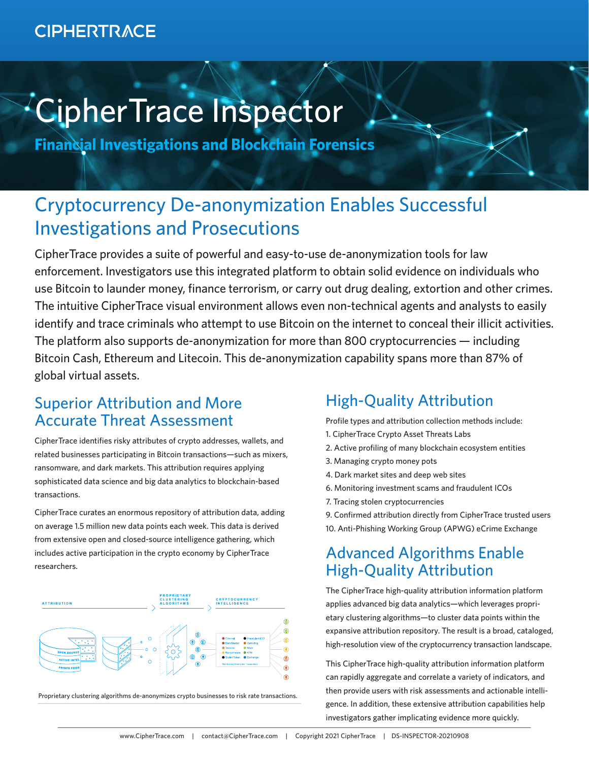CIPHERTRACE

# CipherTrace Inspector

**Financial Investigations and Blockchain Forensics**

## Cryptocurrency De-anonymization Enables Successful Investigations and Prosecutions

CipherTrace provides a suite of powerful and easy-to-use de-anonymization tools for law enforcement. Investigators use this integrated platform to obtain solid evidence on individuals who use Bitcoin to launder money, finance terrorism, or carry out drug dealing, extortion and other crimes. The intuitive CipherTrace visual environment allows even non-technical agents and analysts to easily identify and trace criminals who attempt to use Bitcoin on the internet to conceal their illicit activities. The platform also supports de-anonymization for more than 800 cryptocurrencies — including Bitcoin Cash, Ethereum and Litecoin. This de-anonymization capability spans more than 87% of global virtual assets.

## Superior Attribution and More Accurate Threat Assessment

CipherTrace identifies risky attributes of crypto addresses, wallets, and related businesses participating in Bitcoin transactions—such as mixers, ransomware, and dark markets. This attribution requires applying sophisticated data science and big data analytics to blockchain-based transactions.

CipherTrace curates an enormous repository of attribution data, adding on average 1.5 million new data points each week. This data is derived from extensive open and closed-source intelligence gathering, which includes active participation in the crypto economy by CipherTrace researchers.

ATTRIBUTION › PROPRIETARY CLUSTERING ALGORITHMS › CRYPTOCURRENCY INTELLIGENCE

Proprietary clustering algorithms de-anonymizes crypto businesses to risk rate transactions.

## High-Quality Attribution

Profile types and attribution collection methods include:

1. CipherTrace Crypto Asset Threats Labs
2. Active profiling of many blockchain ecosystem entities
3. Managing crypto money pots
4. Dark market sites and deep web sites
6. Monitoring investment scams and fraudulent ICOs
7. Tracing stolen cryptocurrencies
9. Confirmed attribution directly from CipherTrace trusted users
10. Anti-Phishing Working Group (APWG) eCrime Exchange

## Advanced Algorithms Enable High-Quality Attribution

The CipherTrace high-quality attribution information platform applies advanced big data analytics—which leverages proprietary clustering algorithms—to cluster data points within the expansive attribution repository. The result is a broad, cataloged, high-resolution view of the cryptocurrency transaction landscape.

This CipherTrace high-quality attribution information platform can rapidly aggregate and correlate a variety of indicators, and then provide users with risk assessments and actionable intelligence. In addition, these extensive attribution capabilities help investigators gather implicating evidence more quickly.

www.CipherTrace.com | contact@CipherTrace.com | Copyright 2021 CipherTrace | DS-INSPECTOR-20210908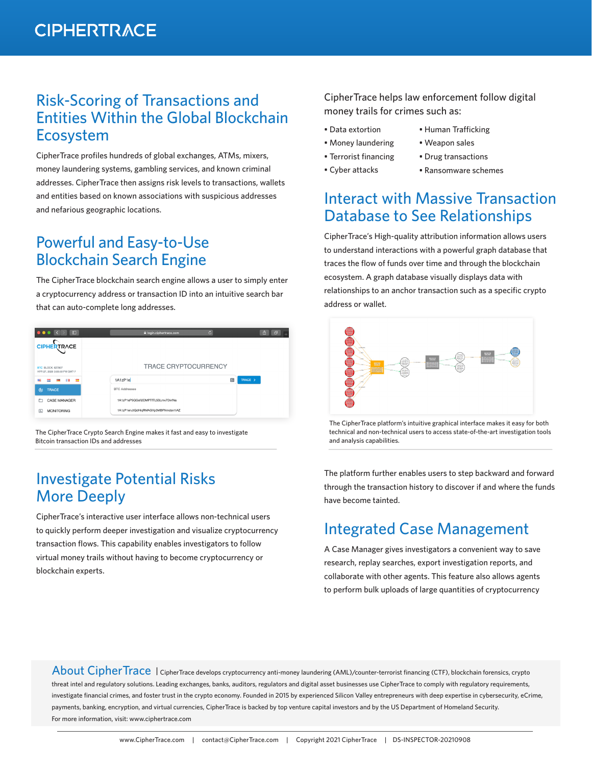## Risk-Scoring of Transactions and Entities Within the Global Blockchain Ecosystem

CipherTrace profiles hundreds of global exchanges, ATMs, mixers, money laundering systems, gambling services, and known criminal addresses. CipherTrace then assigns risk levels to transactions, wallets and entities based on known associations with suspicious addresses and nefarious geographic locations.

## Powerful and Easy-to-Use Blockchain Search Engine

The CipherTrace blockchain search engine allows a user to simply enter a cryptocurrency address or transaction ID into an intuitive search bar that can auto-complete long addresses.

The CipherTrace Crypto Search Engine makes it fast and easy to investigate Bitcoin transaction IDs and addresses

## Investigate Potential Risks More Deeply

CipherTrace's interactive user interface allows non-technical users to quickly perform deeper investigation and visualize cryptocurrency transaction flows. This capability enables investigators to follow virtual money trails without having to become cryptocurrency or blockchain experts.

CipherTrace helps law enforcement follow digital money trails for crimes such as:

- Data extortion
- Money laundering
- Terrorist financing
- Cyber attacks
- Human Trafficking
- Weapon sales
- Drug transactions
- Ransomware schemes

## Interact with Massive Transaction Database to See Relationships

CipherTrace's High-quality attribution information allows users to understand interactions with a powerful graph database that traces the flow of funds over time and through the blockchain ecosystem. A graph database visually displays data with relationships to an anchor transaction such as a specific crypto address or wallet.

The CipherTrace platform's intuitive graphical interface makes it easy for both technical and non-technical users to access state-of-the-art investigation tools and analysis capabilities.

The platform further enables users to step backward and forward through the transaction history to discover if and where the funds have become tainted.

## Integrated Case Management

A Case Manager gives investigators a convenient way to save research, replay searches, export investigation reports, and collaborate with other agents. This feature also allows agents to perform bulk uploads of large quantities of cryptocurrency

## About CipherTrace

CipherTrace develops cryptocurrency anti-money laundering (AML)/counter-terrorist financing (CTF), blockchain forensics, crypto threat intel and regulatory solutions. Leading exchanges, banks, auditors, regulators and digital asset businesses use CipherTrace to comply with regulatory requirements, investigate financial crimes, and foster trust in the crypto economy. Founded in 2015 by experienced Silicon Valley entrepreneurs with deep expertise in cybersecurity, eCrime, payments, banking, encryption, and virtual currencies, CipherTrace is backed by top venture capital investors and by the US Department of Homeland Security.

For more information, visit: www.ciphertrace.com

www.CipherTrace.com | contact@CipherTrace.com | Copyright 2021 CipherTrace | DS-INSPECTOR-20210908